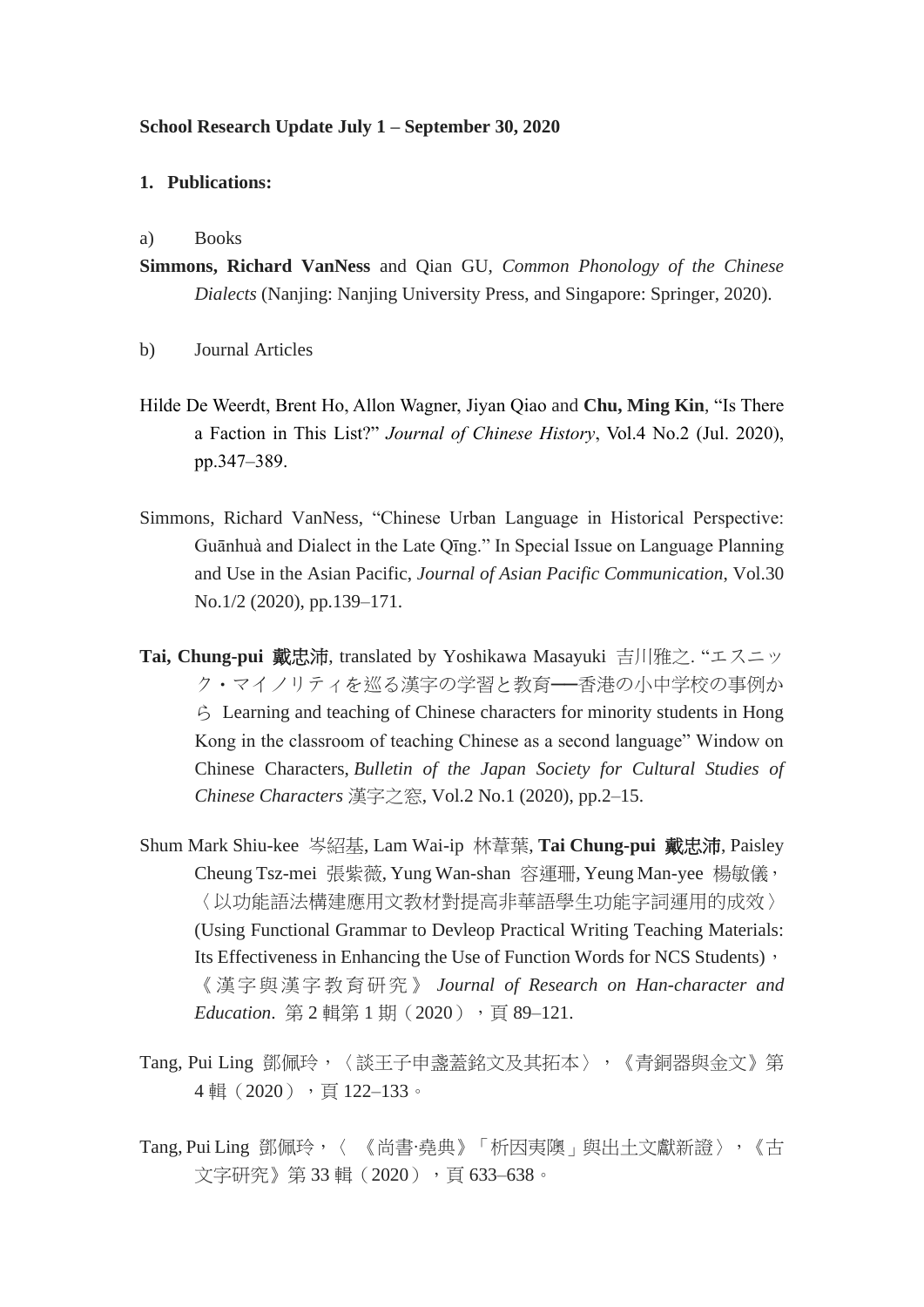**School Research Update July 1 – September 30, 2020**

**1. Publications:**

a) Books

**Simmons, Richard VanNess** and Qian GU, *Common Phonology of the Chinese Dialects* (Nanjing: Nanjing University Press, and Singapore: Springer, 2020).

b) Journal Articles

Hilde De Weerdt, Brent Ho, Allon Wagner, Jiyan Qiao and **Chu, Ming Kin**, "Is There a Faction in This List?" *Journal of Chinese History*, Vol.4 No.2 (Jul. 2020), pp.347–389.

Simmons, Richard VanNess, "Chinese Urban Language in Historical Perspective: Guānhuà and Dialect in the Late Qīng." In Special Issue on Language Planning and Use in the Asian Pacific, *Journal of Asian Pacific Communication*, Vol.30 No.1/2 (2020), pp.139–171.

**Tai, Chung-pui 戴忠沛**, translated by Yoshikawa Masayuki 吉川雅之. "エスニック・マイノリティを巡る漢字の学習と教育──香港の小中学校の事例から Learning and teaching of Chinese characters for minority students in Hong Kong in the classroom of teaching Chinese as a second language" Window on Chinese Characters, *Bulletin of the Japan Society for Cultural Studies of Chinese Characters* 漢字之窓, Vol.2 No.1 (2020), pp.2–15.

Shum Mark Shiu-kee 岑紹基, Lam Wai-ip 林葦葉, **Tai Chung-pui 戴忠沛**, Paisley Cheung Tsz-mei 張紫薇, Yung Wan-shan 容運珊, Yeung Man-yee 楊敏儀，〈以功能語法構建應用文教材對提高非華語學生功能字詞運用的成效〉(Using Functional Grammar to Devleop Practical Writing Teaching Materials: Its Effectiveness in Enhancing the Use of Function Words for NCS Students)，《漢字與漢字教育研究》*Journal of Research on Han-character and Education*. 第 2 輯第 1 期（2020），頁 89–121.

Tang, Pui Ling 鄧佩玲，〈談王子申盞蓋銘文及其拓本〉，《青銅器與金文》第 4 輯（2020），頁 122–133。

Tang, Pui Ling 鄧佩玲，〈《尚書·堯典》「析因夷隩」與出土文獻新證〉，《古文字研究》第 33 輯（2020），頁 633–638。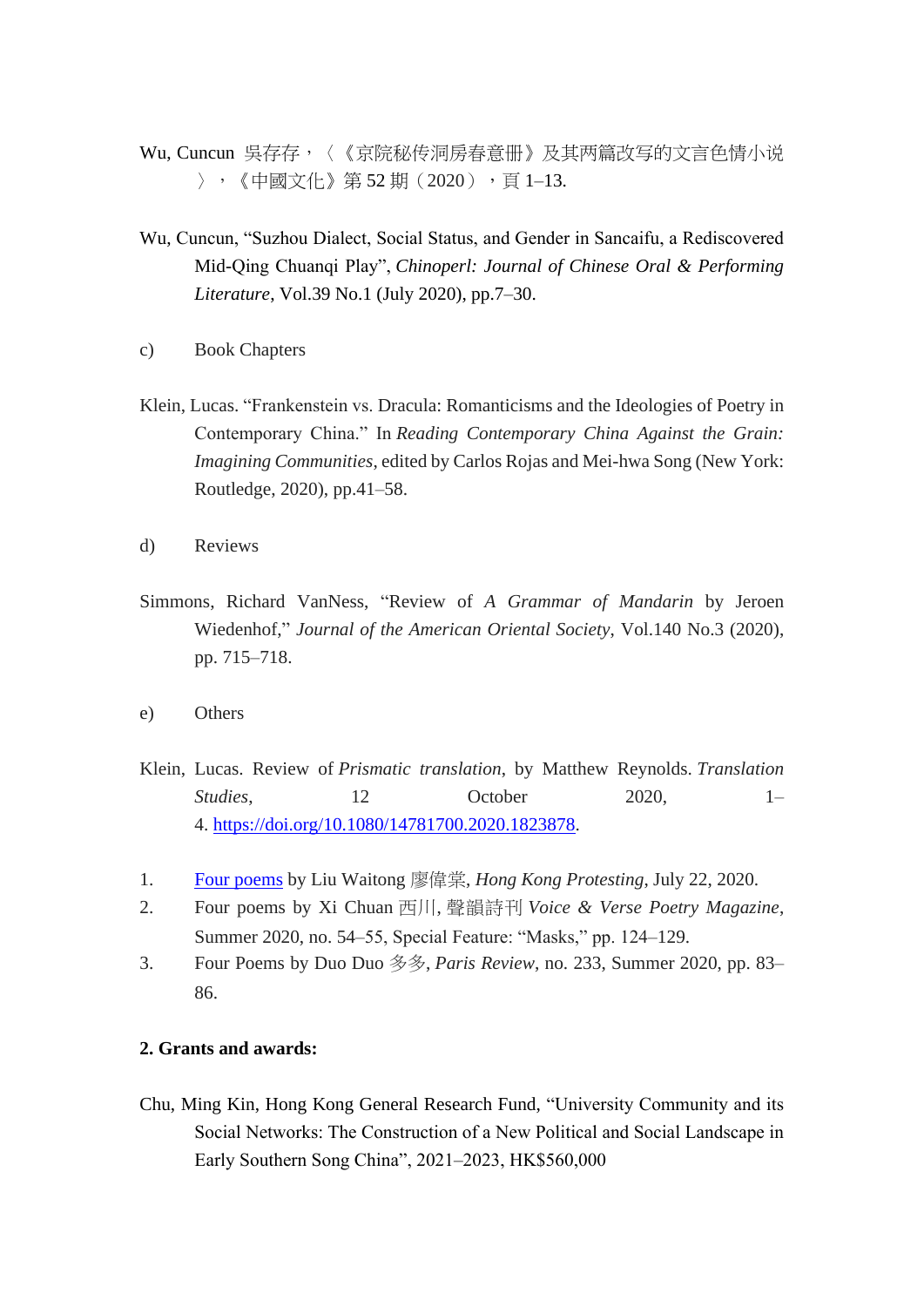Wu, Cuncun 吳存存，〈《京院秘传洞房春意册》及其两篇改写的文言色情小说〉，《中國文化》第 52 期（2020），頁 1–13.

Wu, Cuncun, "Suzhou Dialect, Social Status, and Gender in Sancaifu, a Rediscovered Mid-Qing Chuanqi Play", *Chinoperl: Journal of Chinese Oral & Performing Literature*, Vol.39 No.1 (July 2020), pp.7–30.

c) Book Chapters

Klein, Lucas. "Frankenstein vs. Dracula: Romanticisms and the Ideologies of Poetry in Contemporary China." In *Reading Contemporary China Against the Grain: Imagining Communities*, edited by Carlos Rojas and Mei-hwa Song (New York: Routledge, 2020), pp.41–58.

d) Reviews

Simmons, Richard VanNess, "Review of *A Grammar of Mandarin* by Jeroen Wiedenhof," *Journal of the American Oriental Society*, Vol.140 No.3 (2020), pp. 715–718.

e) Others

Klein, Lucas. Review of *Prismatic translation*, by Matthew Reynolds. *Translation Studies*, 12 October 2020, 1–4. https://doi.org/10.1080/14781700.2020.1823878.

1. Four poems by Liu Waitong 廖偉棠, *Hong Kong Protesting*, July 22, 2020.
2. Four poems by Xi Chuan 西川, 聲韻詩刊 *Voice & Verse Poetry Magazine*, Summer 2020, no. 54–55, Special Feature: "Masks," pp. 124–129.
3. Four Poems by Duo Duo 多多, *Paris Review*, no. 233, Summer 2020, pp. 83–86.

**2. Grants and awards:**

Chu, Ming Kin, Hong Kong General Research Fund, "University Community and its Social Networks: The Construction of a New Political and Social Landscape in Early Southern Song China", 2021–2023, HK$560,000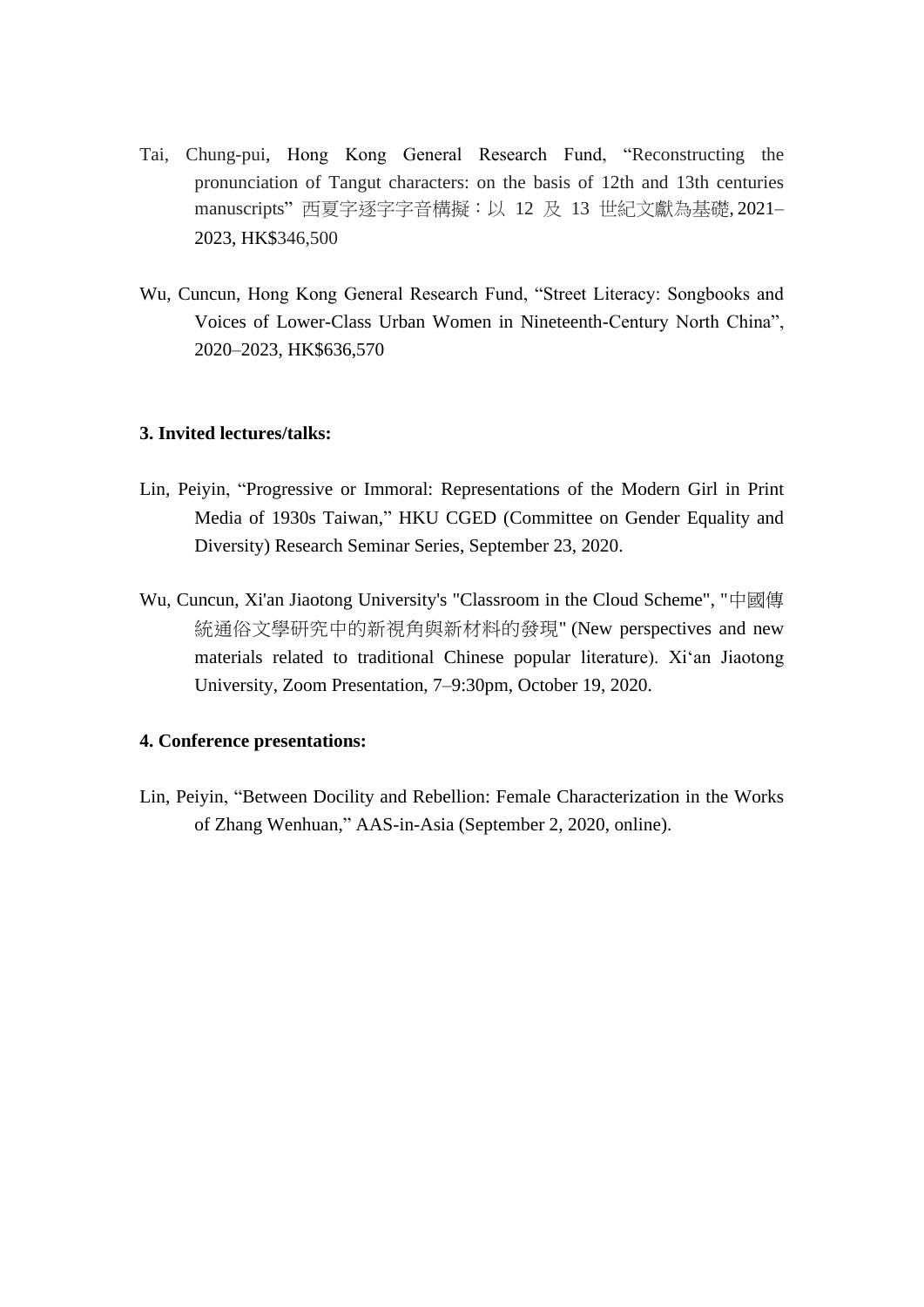Tai, Chung-pui, Hong Kong General Research Fund, "Reconstructing the pronunciation of Tangut characters: on the basis of 12th and 13th centuries manuscripts" 西夏字逐字字音構擬：以 12 及 13 世紀文獻為基礎, 2021–2023, HK$346,500

Wu, Cuncun, Hong Kong General Research Fund, "Street Literacy: Songbooks and Voices of Lower-Class Urban Women in Nineteenth-Century North China", 2020–2023, HK$636,570

**3. Invited lectures/talks:**

Lin, Peiyin, "Progressive or Immoral: Representations of the Modern Girl in Print Media of 1930s Taiwan," HKU CGED (Committee on Gender Equality and Diversity) Research Seminar Series, September 23, 2020.

Wu, Cuncun, Xi'an Jiaotong University's "Classroom in the Cloud Scheme", "中國傳統通俗文學研究中的新視角與新材料的發現" (New perspectives and new materials related to traditional Chinese popular literature). Xi'an Jiaotong University, Zoom Presentation, 7–9:30pm, October 19, 2020.

**4. Conference presentations:**

Lin, Peiyin, "Between Docility and Rebellion: Female Characterization in the Works of Zhang Wenhuan," AAS-in-Asia (September 2, 2020, online).